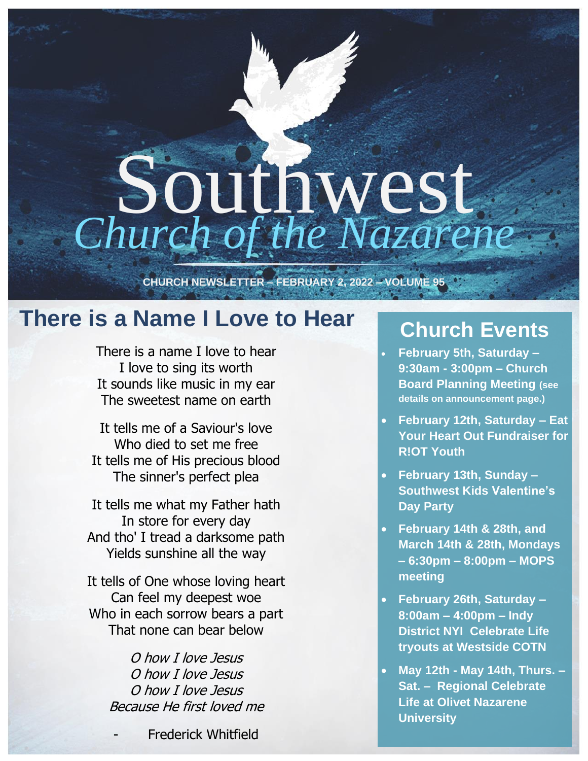# Southwest
## *Church of the Nazarene*

CHURCH NEWSLETTER – FEBRUARY 2, 2022 – VOLUME 95

## There is a Name I Love to Hear

There is a name I love to hear
I love to sing its worth
It sounds like music in my ear
The sweetest name on earth

It tells me of a Saviour's love
Who died to set me free
It tells me of His precious blood
The sinner's perfect plea

It tells me what my Father hath
In store for every day
And tho' I tread a darksome path
Yields sunshine all the way

It tells of One whose loving heart
Can feel my deepest woe
Who in each sorrow bears a part
That none can bear below

*O how I love Jesus*
*O how I love Jesus*
*O how I love Jesus*
*Because He first loved me*

- Frederick Whitfield

## Church Events

- **February 5th, Saturday – 9:30am - 3:00pm – Church Board Planning Meeting (see details on announcement page.)**
- **February 12th, Saturday – Eat Your Heart Out Fundraiser for R!OT Youth**
- **February 13th, Sunday – Southwest Kids Valentine's Day Party**
- **February 14th & 28th, and March 14th & 28th, Mondays – 6:30pm – 8:00pm – MOPS meeting**
- **February 26th, Saturday – 8:00am – 4:00pm – Indy District NYI Celebrate Life tryouts at Westside COTN**
- **May 12th - May 14th, Thurs. – Sat. – Regional Celebrate Life at Olivet Nazarene University**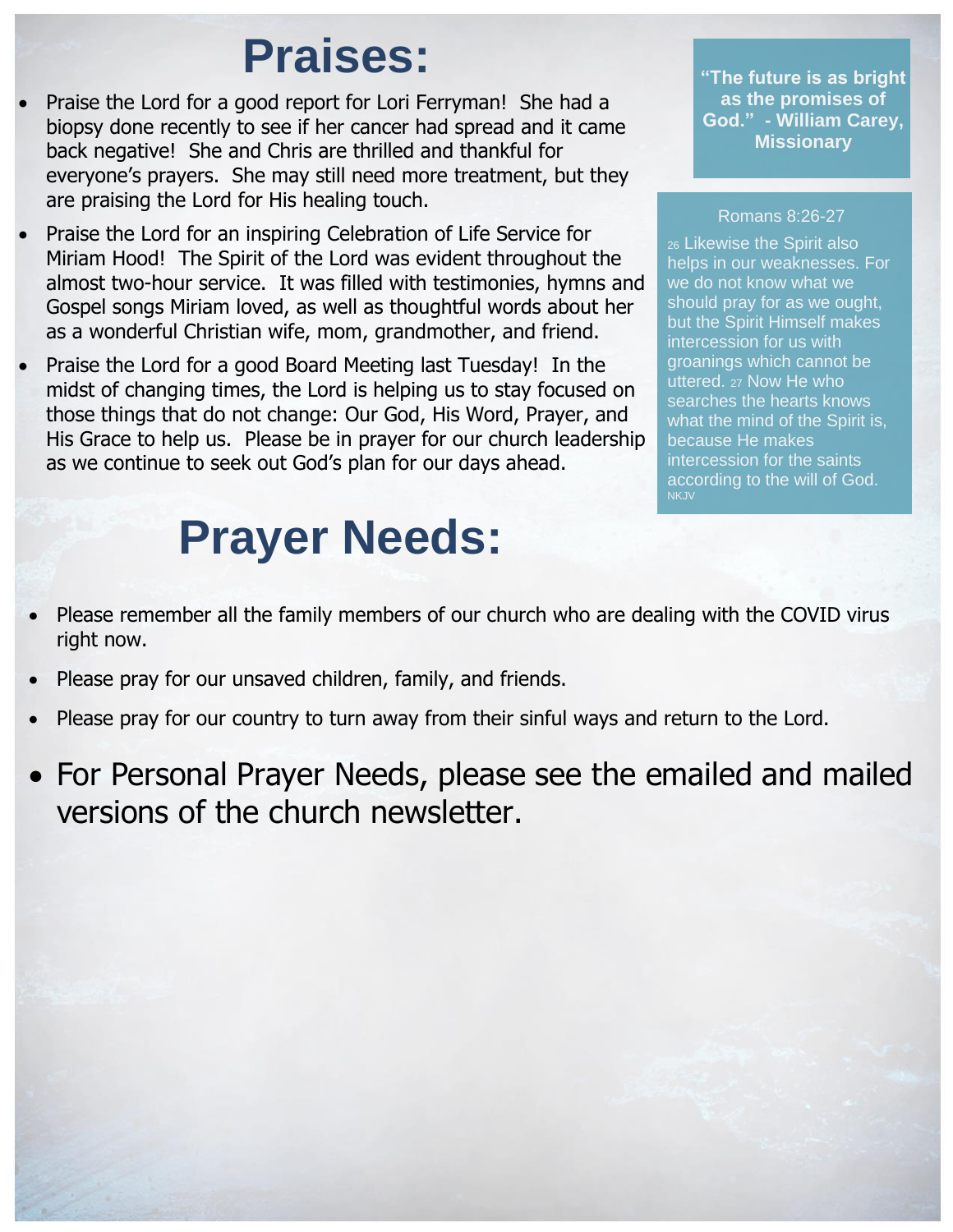# Praises:

- Praise the Lord for a good report for Lori Ferryman! She had a biopsy done recently to see if her cancer had spread and it came back negative! She and Chris are thrilled and thankful for everyone's prayers. She may still need more treatment, but they are praising the Lord for His healing touch.
- Praise the Lord for an inspiring Celebration of Life Service for Miriam Hood! The Spirit of the Lord was evident throughout the almost two-hour service. It was filled with testimonies, hymns and Gospel songs Miriam loved, as well as thoughtful words about her as a wonderful Christian wife, mom, grandmother, and friend.
- Praise the Lord for a good Board Meeting last Tuesday! In the midst of changing times, the Lord is helping us to stay focused on those things that do not change: Our God, His Word, Prayer, and His Grace to help us. Please be in prayer for our church leadership as we continue to seek out God's plan for our days ahead.

**"The future is as bright as the promises of God." - William Carey, Missionary**

Romans 8:26-27

26 Likewise the Spirit also helps in our weaknesses. For we do not know what we should pray for as we ought, but the Spirit Himself makes intercession for us with groanings which cannot be uttered. 27 Now He who searches the hearts knows what the mind of the Spirit is, because He makes intercession for the saints according to the will of God. NKJV

# Prayer Needs:

- Please remember all the family members of our church who are dealing with the COVID virus right now.
- Please pray for our unsaved children, family, and friends.
- Please pray for our country to turn away from their sinful ways and return to the Lord.
- For Personal Prayer Needs, please see the emailed and mailed versions of the church newsletter.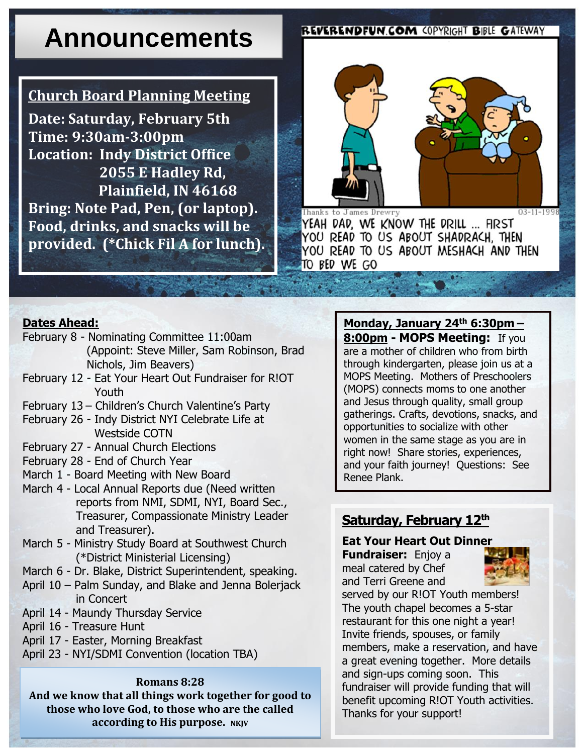# Announcements

## Church Board Planning Meeting

**Date: Saturday, February 5th**
**Time: 9:30am-3:00pm**
**Location: Indy District Office**
**2055 E Hadley Rd,**
**Plainfield, IN 46168**
**Bring: Note Pad, Pen, (or laptop). Food, drinks, and snacks will be provided. (*Chick Fil A for lunch).**

REVERENDFUN.COM COPYRIGHT BIBLE GATEWAY

Thanks to James Drewry 03-11-1998

YEAH DAD, WE KNOW THE DRILL ... FIRST YOU READ TO US ABOUT SHADRACH, THEN YOU READ TO US ABOUT MESHACH AND THEN TO BED WE GO

**Dates Ahead:**

- February 8 - Nominating Committee 11:00am (Appoint: Steve Miller, Sam Robinson, Brad Nichols, Jim Beavers)
- February 12 - Eat Your Heart Out Fundraiser for R!OT Youth
- February 13 – Children's Church Valentine's Party
- February 26 - Indy District NYI Celebrate Life at Westside COTN
- February 27 - Annual Church Elections
- February 28 - End of Church Year
- March 1 - Board Meeting with New Board
- March 4 - Local Annual Reports due (Need written reports from NMI, SDMI, NYI, Board Sec., Treasurer, Compassionate Ministry Leader and Treasurer).
- March 5 - Ministry Study Board at Southwest Church (*District Ministerial Licensing)
- March 6 - Dr. Blake, District Superintendent, speaking.
- April 10 – Palm Sunday, and Blake and Jenna Bolerjack in Concert
- April 14 - Maundy Thursday Service
- April 16 - Treasure Hunt
- April 17 - Easter, Morning Breakfast
- April 23 - NYI/SDMI Convention (location TBA)

**Romans 8:28**
**And we know that all things work together for good to those who love God, to those who are the called according to His purpose.** NKJV

**Monday, January 24th 6:30pm – 8:00pm - MOPS Meeting:** If you are a mother of children who from birth through kindergarten, please join us at a MOPS Meeting. Mothers of Preschoolers (MOPS) connects moms to one another and Jesus through quality, small group gatherings. Crafts, devotions, snacks, and opportunities to socialize with other women in the same stage as you are in right now! Share stories, experiences, and your faith journey! Questions: See Renee Plank.

## Saturday, February 12th

**Eat Your Heart Out Dinner Fundraiser:** Enjoy a meal catered by Chef and Terri Greene and served by our R!OT Youth members! The youth chapel becomes a 5-star restaurant for this one night a year! Invite friends, spouses, or family members, make a reservation, and have a great evening together. More details and sign-ups coming soon. This fundraiser will provide funding that will benefit upcoming R!OT Youth activities. Thanks for your support!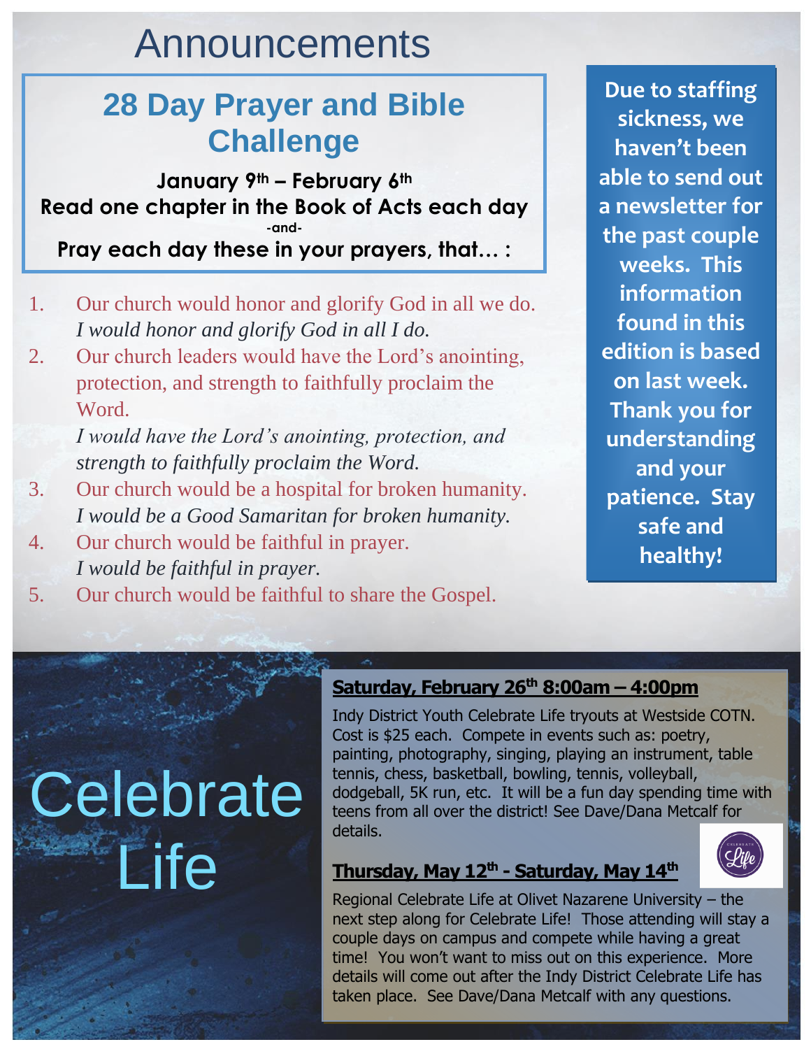# Announcements

## 28 Day Prayer and Bible Challenge

**January 9th – February 6th**

**Read one chapter in the Book of Acts each day**

**-and-**

**Pray each day these in your prayers, that… :**

1. Our church would honor and glorify God in all we do.
   *I would honor and glorify God in all I do.*
2. Our church leaders would have the Lord's anointing, protection, and strength to faithfully proclaim the Word.
   *I would have the Lord's anointing, protection, and strength to faithfully proclaim the Word.*
3. Our church would be a hospital for broken humanity.
   *I would be a Good Samaritan for broken humanity.*
4. Our church would be faithful in prayer.
   *I would be faithful in prayer.*
5. Our church would be faithful to share the Gospel.

**Due to staffing sickness, we haven't been able to send out a newsletter for the past couple weeks. This information found in this edition is based on last week. Thank you for understanding and your patience. Stay safe and healthy!**

# Celebrate Life

**Saturday, February 26th 8:00am – 4:00pm**

Indy District Youth Celebrate Life tryouts at Westside COTN. Cost is $25 each. Compete in events such as: poetry, painting, photography, singing, playing an instrument, table tennis, chess, basketball, bowling, tennis, volleyball, dodgeball, 5K run, etc. It will be a fun day spending time with teens from all over the district! See Dave/Dana Metcalf for details.

**Thursday, May 12th - Saturday, May 14th**

Regional Celebrate Life at Olivet Nazarene University – the next step along for Celebrate Life! Those attending will stay a couple days on campus and compete while having a great time! You won't want to miss out on this experience. More details will come out after the Indy District Celebrate Life has taken place. See Dave/Dana Metcalf with any questions.